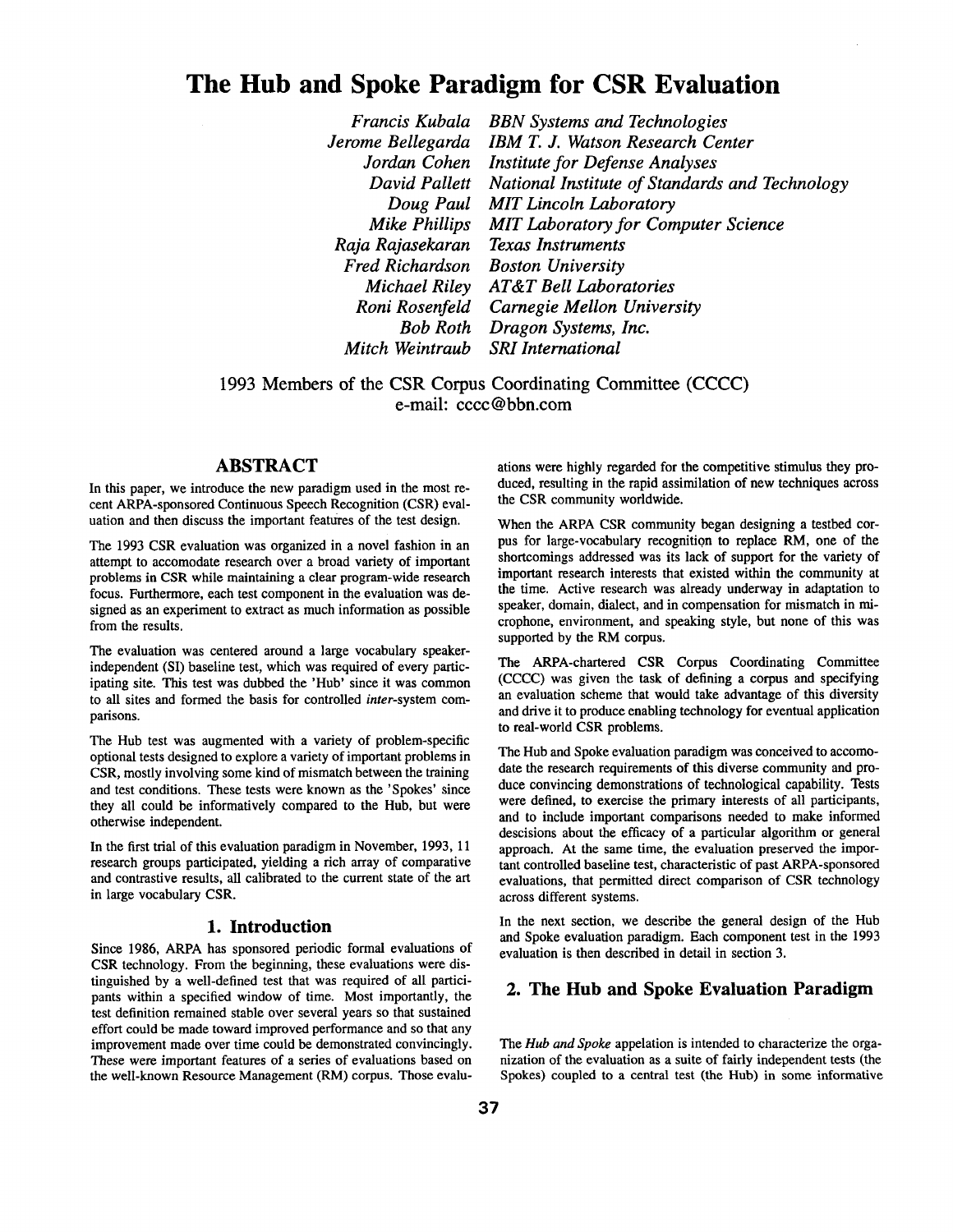# The Hub and Spoke Paradigm for CSR Evaluation

*Francis Kubala* *BBN Systems and Technologies*
*Jerome Bellegarda* *IBM T. J. Watson Research Center*
*Jordan Cohen* *Institute for Defense Analyses*
*David Pallett* *National Institute of Standards and Technology*
*Doug Paul* *MIT Lincoln Laboratory*
*Mike Phillips* *MIT Laboratory for Computer Science*
*Raja Rajasekaran* *Texas Instruments*
*Fred Richardson* *Boston University*
*Michael Riley* *AT&T Bell Laboratories*
*Roni Rosenfeld* *Carnegie Mellon University*
*Bob Roth* *Dragon Systems, Inc.*
*Mitch Weintraub* *SRI International*

1993 Members of the CSR Corpus Coordinating Committee (CCCC)
e-mail: cccc@bbn.com

## ABSTRACT

In this paper, we introduce the new paradigm used in the most recent ARPA-sponsored Continuous Speech Recognition (CSR) evaluation and then discuss the important features of the test design.

The 1993 CSR evaluation was organized in a novel fashion in an attempt to accomodate research over a broad variety of important problems in CSR while maintaining a clear program-wide research focus. Furthermore, each test component in the evaluation was designed as an experiment to extract as much information as possible from the results.

The evaluation was centered around a large vocabulary speaker-independent (SI) baseline test, which was required of every participating site. This test was dubbed the 'Hub' since it was common to all sites and formed the basis for controlled *inter*-system comparisons.

The Hub test was augmented with a variety of problem-specific optional tests designed to explore a variety of important problems in CSR, mostly involving some kind of mismatch between the training and test conditions. These tests were known as the 'Spokes' since they all could be informatively compared to the Hub, but were otherwise independent.

In the first trial of this evaluation paradigm in November, 1993, 11 research groups participated, yielding a rich array of comparative and contrastive results, all calibrated to the current state of the art in large vocabulary CSR.

## 1. Introduction

Since 1986, ARPA has sponsored periodic formal evaluations of CSR technology. From the beginning, these evaluations were distinguished by a well-defined test that was required of all participants within a specified window of time. Most importantly, the test definition remained stable over several years so that sustained effort could be made toward improved performance and so that any improvement made over time could be demonstrated convincingly. These were important features of a series of evaluations based on the well-known Resource Management (RM) corpus. Those evaluations were highly regarded for the competitive stimulus they produced, resulting in the rapid assimilation of new techniques across the CSR community worldwide.

When the ARPA CSR community began designing a testbed corpus for large-vocabulary recognition to replace RM, one of the shortcomings addressed was its lack of support for the variety of important research interests that existed within the community at the time. Active research was already underway in adaptation to speaker, domain, dialect, and in compensation for mismatch in microphone, environment, and speaking style, but none of this was supported by the RM corpus.

The ARPA-chartered CSR Corpus Coordinating Committee (CCCC) was given the task of defining a corpus and specifying an evaluation scheme that would take advantage of this diversity and drive it to produce enabling technology for eventual application to real-world CSR problems.

The Hub and Spoke evaluation paradigm was conceived to accomodate the research requirements of this diverse community and produce convincing demonstrations of technological capability. Tests were defined, to exercise the primary interests of all participants, and to include important comparisons needed to make informed descisions about the efficacy of a particular algorithm or general approach. At the same time, the evaluation preserved the important controlled baseline test, characteristic of past ARPA-sponsored evaluations, that permitted direct comparison of CSR technology across different systems.

In the next section, we describe the general design of the Hub and Spoke evaluation paradigm. Each component test in the 1993 evaluation is then described in detail in section 3.

## 2. The Hub and Spoke Evaluation Paradigm

The *Hub and Spoke* appelation is intended to characterize the organization of the evaluation as a suite of fairly independent tests (the Spokes) coupled to a central test (the Hub) in some informative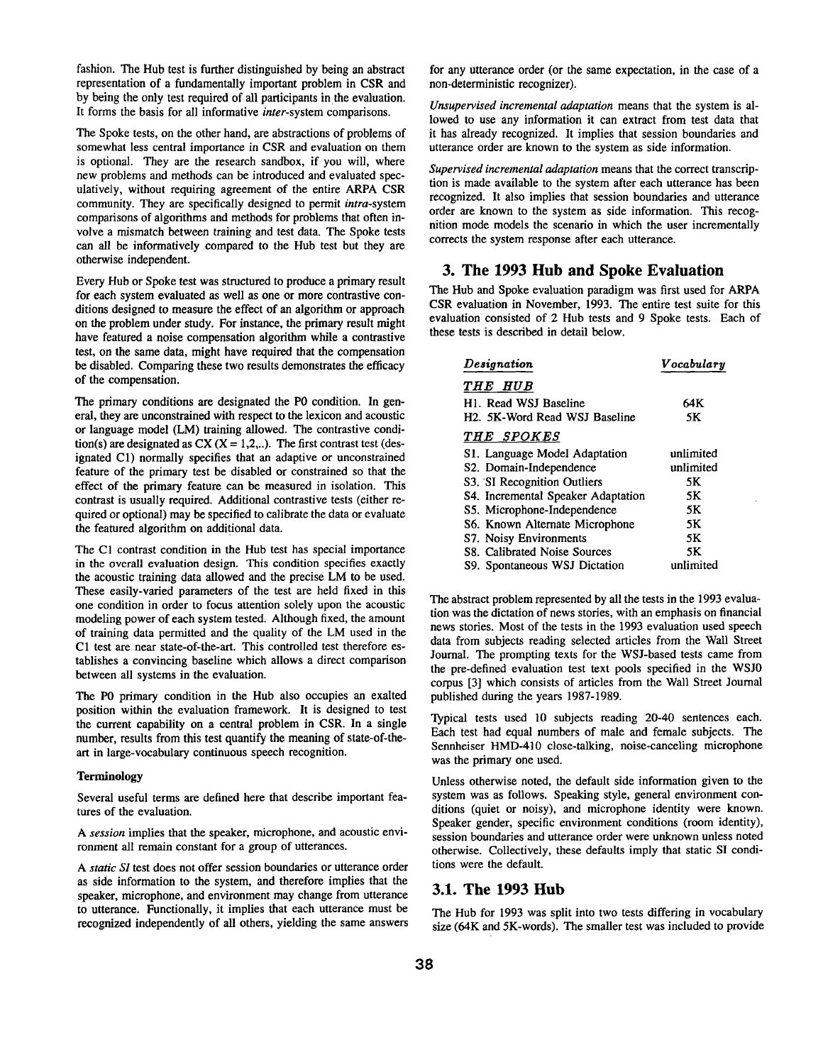fashion. The Hub test is further distinguished by being an abstract representation of a fundamentally important problem in CSR and by being the only test required of all participants in the evaluation. It forms the basis for all informative *inter*-system comparisons.

The Spoke tests, on the other hand, are abstractions of problems of somewhat less central importance in CSR and evaluation on them is optional. They are the research sandbox, if you will, where new problems and methods can be introduced and evaluated speculatively, without requiring agreement of the entire ARPA CSR community. They are specifically designed to permit *intra*-system comparisons of algorithms and methods for problems that often involve a mismatch between training and test data. The Spoke tests can all be informatively compared to the Hub test but they are otherwise independent.

Every Hub or Spoke test was structured to produce a primary result for each system evaluated as well as one or more contrastive conditions designed to measure the effect of an algorithm or approach on the problem under study. For instance, the primary result might have featured a noise compensation algorithm while a contrastive test, on the same data, might have required that the compensation be disabled. Comparing these two results demonstrates the efficacy of the compensation.

The primary conditions are designated the P0 condition. In general, they are unconstrained with respect to the lexicon and acoustic or language model (LM) training allowed. The contrastive condition(s) are designated as CX (X = 1,2,..). The first contrast test (designated C1) normally specifies that an adaptive or unconstrained feature of the primary test be disabled or constrained so that the effect of the primary feature can be measured in isolation. This contrast is usually required. Additional contrastive tests (either required or optional) may be specified to calibrate the data or evaluate the featured algorithm on additional data.

The C1 contrast condition in the Hub test has special importance in the overall evaluation design. This condition specifies exactly the acoustic training data allowed and the precise LM to be used. These easily-varied parameters of the test are held fixed in this one condition in order to focus attention solely upon the acoustic modeling power of each system tested. Although fixed, the amount of training data permitted and the quality of the LM used in the C1 test are near state-of-the-art. This controlled test therefore establishes a convincing baseline which allows a direct comparison between all systems in the evaluation.

The P0 primary condition in the Hub also occupies an exalted position within the evaluation framework. It is designed to test the current capability on a central problem in CSR. In a single number, results from this test quantify the meaning of state-of-the-art in large-vocabulary continuous speech recognition.

**Terminology**

Several useful terms are defined here that describe important features of the evaluation.

A *session* implies that the speaker, microphone, and acoustic environment all remain constant for a group of utterances.

A *static SI* test does not offer session boundaries or utterance order as side information to the system, and therefore implies that the speaker, microphone, and environment may change from utterance to utterance. Functionally, it implies that each utterance must be recognized independently of all others, yielding the same answers for any utterance order (or the same expectation, in the case of a non-deterministic recognizer).

*Unsupervised incremental adaptation* means that the system is allowed to use any information it can extract from test data that it has already recognized. It implies that session boundaries and utterance order are known to the system as side information.

*Supervised incremental adaptation* means that the correct transcription is made available to the system after each utterance has been recognized. It also implies that session boundaries and utterance order are known to the system as side information. This recognition mode models the scenario in which the user incrementally corrects the system response after each utterance.

## 3. The 1993 Hub and Spoke Evaluation

The Hub and Spoke evaluation paradigm was first used for ARPA CSR evaluation in November, 1993. The entire test suite for this evaluation consisted of 2 Hub tests and 9 Spoke tests. Each of these tests is described in detail below.

| *Designation* | *Vocabulary* |
|---|---|
| ***THE HUB*** | |
| H1. Read WSJ Baseline | 64K |
| H2. 5K-Word Read WSJ Baseline | 5K |
| ***THE SPOKES*** | |
| S1. Language Model Adaptation | unlimited |
| S2. Domain-Independence | unlimited |
| S3. SI Recognition Outliers | 5K |
| S4. Incremental Speaker Adaptation | 5K |
| S5. Microphone-Independence | 5K |
| S6. Known Alternate Microphone | 5K |
| S7. Noisy Environments | 5K |
| S8. Calibrated Noise Sources | 5K |
| S9. Spontaneous WSJ Dictation | unlimited |

The abstract problem represented by all the tests in the 1993 evaluation was the dictation of news stories, with an emphasis on financial news stories. Most of the tests in the 1993 evaluation used speech data from subjects reading selected articles from the Wall Street Journal. The prompting texts for the WSJ-based tests came from the pre-defined evaluation test text pools specified in the WSJ0 corpus [3] which consists of articles from the Wall Street Journal published during the years 1987-1989.

Typical tests used 10 subjects reading 20-40 sentences each. Each test had equal numbers of male and female subjects. The Sennheiser HMD-410 close-talking, noise-canceling microphone was the primary one used.

Unless otherwise noted, the default side information given to the system was as follows. Speaking style, general environment conditions (quiet or noisy), and microphone identity were known. Speaker gender, specific environment conditions (room identity), session boundaries and utterance order were unknown unless noted otherwise. Collectively, these defaults imply that static SI conditions were the default.

## 3.1. The 1993 Hub

The Hub for 1993 was split into two tests differing in vocabulary size (64K and 5K-words). The smaller test was included to provide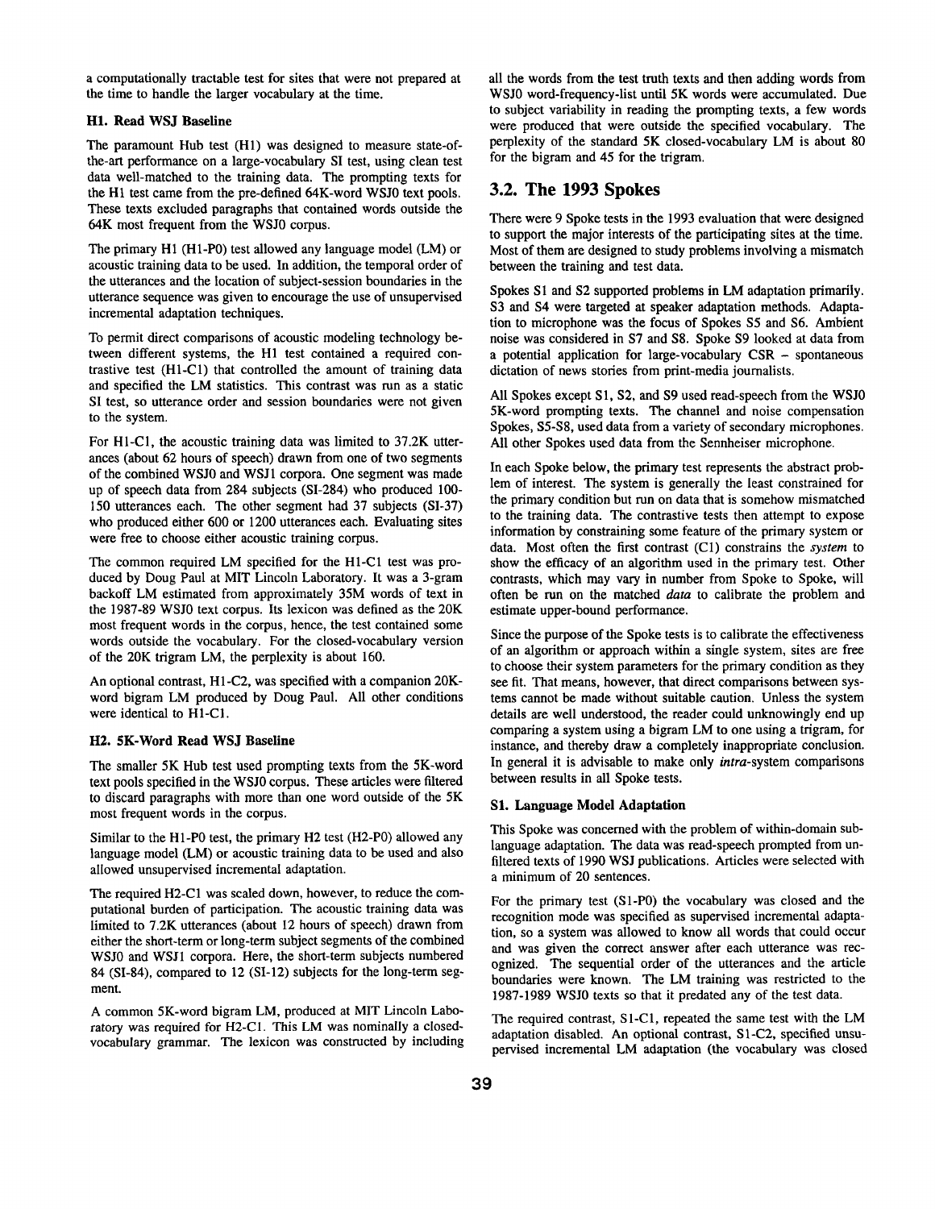a computationally tractable test for sites that were not prepared at the time to handle the larger vocabulary at the time.

### H1. Read WSJ Baseline

The paramount Hub test (H1) was designed to measure state-of-the-art performance on a large-vocabulary SI test, using clean test data well-matched to the training data. The prompting texts for the H1 test came from the pre-defined 64K-word WSJ0 text pools. These texts excluded paragraphs that contained words outside the 64K most frequent from the WSJ0 corpus.

The primary H1 (H1-P0) test allowed any language model (LM) or acoustic training data to be used. In addition, the temporal order of the utterances and the location of subject-session boundaries in the utterance sequence was given to encourage the use of unsupervised incremental adaptation techniques.

To permit direct comparisons of acoustic modeling technology between different systems, the H1 test contained a required contrastive test (H1-C1) that controlled the amount of training data and specified the LM statistics. This contrast was run as a static SI test, so utterance order and session boundaries were not given to the system.

For H1-C1, the acoustic training data was limited to 37.2K utterances (about 62 hours of speech) drawn from one of two segments of the combined WSJ0 and WSJ1 corpora. One segment was made up of speech data from 284 subjects (SI-284) who produced 100-150 utterances each. The other segment had 37 subjects (SI-37) who produced either 600 or 1200 utterances each. Evaluating sites were free to choose either acoustic training corpus.

The common required LM specified for the H1-C1 test was produced by Doug Paul at MIT Lincoln Laboratory. It was a 3-gram backoff LM estimated from approximately 35M words of text in the 1987-89 WSJ0 text corpus. Its lexicon was defined as the 20K most frequent words in the corpus, hence, the test contained some words outside the vocabulary. For the closed-vocabulary version of the 20K trigram LM, the perplexity is about 160.

An optional contrast, H1-C2, was specified with a companion 20K-word bigram LM produced by Doug Paul. All other conditions were identical to H1-C1.

### H2. 5K-Word Read WSJ Baseline

The smaller 5K Hub test used prompting texts from the 5K-word text pools specified in the WSJ0 corpus. These articles were filtered to discard paragraphs with more than one word outside of the 5K most frequent words in the corpus.

Similar to the H1-P0 test, the primary H2 test (H2-P0) allowed any language model (LM) or acoustic training data to be used and also allowed unsupervised incremental adaptation.

The required H2-C1 was scaled down, however, to reduce the computational burden of participation. The acoustic training data was limited to 7.2K utterances (about 12 hours of speech) drawn from either the short-term or long-term subject segments of the combined WSJ0 and WSJ1 corpora. Here, the short-term subjects numbered 84 (SI-84), compared to 12 (SI-12) subjects for the long-term segment.

A common 5K-word bigram LM, produced at MIT Lincoln Laboratory was required for H2-C1. This LM was nominally a closed-vocabulary grammar. The lexicon was constructed by including all the words from the test truth texts and then adding words from WSJ0 word-frequency-list until 5K words were accumulated. Due to subject variability in reading the prompting texts, a few words were produced that were outside the specified vocabulary. The perplexity of the standard 5K closed-vocabulary LM is about 80 for the bigram and 45 for the trigram.

## 3.2. The 1993 Spokes

There were 9 Spoke tests in the 1993 evaluation that were designed to support the major interests of the participating sites at the time. Most of them are designed to study problems involving a mismatch between the training and test data.

Spokes S1 and S2 supported problems in LM adaptation primarily. S3 and S4 were targeted at speaker adaptation methods. Adaptation to microphone was the focus of Spokes S5 and S6. Ambient noise was considered in S7 and S8. Spoke S9 looked at data from a potential application for large-vocabulary CSR – spontaneous dictation of news stories from print-media journalists.

All Spokes except S1, S2, and S9 used read-speech from the WSJ0 5K-word prompting texts. The channel and noise compensation Spokes, S5-S8, used data from a variety of secondary microphones. All other Spokes used data from the Sennheiser microphone.

In each Spoke below, the primary test represents the abstract problem of interest. The system is generally the least constrained for the primary condition but run on data that is somehow mismatched to the training data. The contrastive tests then attempt to expose information by constraining some feature of the primary system or data. Most often the first contrast (C1) constrains the *system* to show the efficacy of an algorithm used in the primary test. Other contrasts, which may vary in number from Spoke to Spoke, will often be run on the matched *data* to calibrate the problem and estimate upper-bound performance.

Since the purpose of the Spoke tests is to calibrate the effectiveness of an algorithm or approach within a single system, sites are free to choose their system parameters for the primary condition as they see fit. That means, however, that direct comparisons between systems cannot be made without suitable caution. Unless the system details are well understood, the reader could unknowingly end up comparing a system using a bigram LM to one using a trigram, for instance, and thereby draw a completely inappropriate conclusion. In general it is advisable to make only *intra*-system comparisons between results in all Spoke tests.

### S1. Language Model Adaptation

This Spoke was concerned with the problem of within-domain sublanguage adaptation. The data was read-speech prompted from unfiltered texts of 1990 WSJ publications. Articles were selected with a minimum of 20 sentences.

For the primary test (S1-P0) the vocabulary was closed and the recognition mode was specified as supervised incremental adaptation, so a system was allowed to know all words that could occur and was given the correct answer after each utterance was recognized. The sequential order of the utterances and the article boundaries were known. The LM training was restricted to the 1987-1989 WSJ0 texts so that it predated any of the test data.

The required contrast, S1-C1, repeated the same test with the LM adaptation disabled. An optional contrast, S1-C2, specified unsupervised incremental LM adaptation (the vocabulary was closed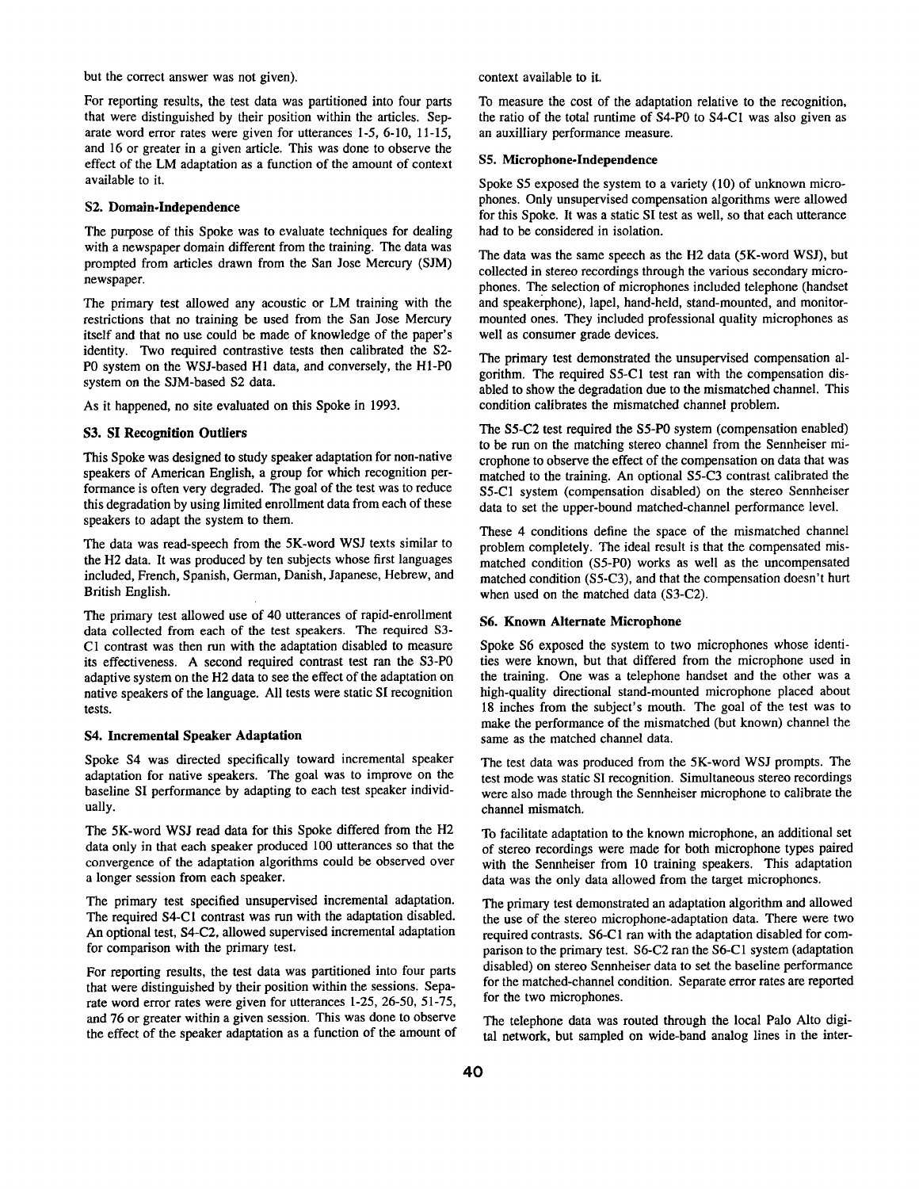but the correct answer was not given).

For reporting results, the test data was partitioned into four parts that were distinguished by their position within the articles. Separate word error rates were given for utterances 1-5, 6-10, 11-15, and 16 or greater in a given article. This was done to observe the effect of the LM adaptation as a function of the amount of context available to it.

### S2. Domain-Independence

The purpose of this Spoke was to evaluate techniques for dealing with a newspaper domain different from the training. The data was prompted from articles drawn from the San Jose Mercury (SJM) newspaper.

The primary test allowed any acoustic or LM training with the restrictions that no training be used from the San Jose Mercury itself and that no use could be made of knowledge of the paper's identity. Two required contrastive tests then calibrated the S2-P0 system on the WSJ-based H1 data, and conversely, the H1-P0 system on the SJM-based S2 data.

As it happened, no site evaluated on this Spoke in 1993.

### S3. SI Recognition Outliers

This Spoke was designed to study speaker adaptation for non-native speakers of American English, a group for which recognition performance is often very degraded. The goal of the test was to reduce this degradation by using limited enrollment data from each of these speakers to adapt the system to them.

The data was read-speech from the 5K-word WSJ texts similar to the H2 data. It was produced by ten subjects whose first languages included, French, Spanish, German, Danish, Japanese, Hebrew, and British English.

The primary test allowed use of 40 utterances of rapid-enrollment data collected from each of the test speakers. The required S3-C1 contrast was then run with the adaptation disabled to measure its effectiveness. A second required contrast test ran the S3-P0 adaptive system on the H2 data to see the effect of the adaptation on native speakers of the language. All tests were static SI recognition tests.

### S4. Incremental Speaker Adaptation

Spoke S4 was directed specifically toward incremental speaker adaptation for native speakers. The goal was to improve on the baseline SI performance by adapting to each test speaker individually.

The 5K-word WSJ read data for this Spoke differed from the H2 data only in that each speaker produced 100 utterances so that the convergence of the adaptation algorithms could be observed over a longer session from each speaker.

The primary test specified unsupervised incremental adaptation. The required S4-C1 contrast was run with the adaptation disabled. An optional test, S4-C2, allowed supervised incremental adaptation for comparison with the primary test.

For reporting results, the test data was partitioned into four parts that were distinguished by their position within the sessions. Separate word error rates were given for utterances 1-25, 26-50, 51-75, and 76 or greater within a given session. This was done to observe the effect of the speaker adaptation as a function of the amount of context available to it.

To measure the cost of the adaptation relative to the recognition, the ratio of the total runtime of S4-P0 to S4-C1 was also given as an auxilliary performance measure.

### S5. Microphone-Independence

Spoke S5 exposed the system to a variety (10) of unknown microphones. Only unsupervised compensation algorithms were allowed for this Spoke. It was a static SI test as well, so that each utterance had to be considered in isolation.

The data was the same speech as the H2 data (5K-word WSJ), but collected in stereo recordings through the various secondary microphones. The selection of microphones included telephone (handset and speakerphone), lapel, hand-held, stand-mounted, and monitor-mounted ones. They included professional quality microphones as well as consumer grade devices.

The primary test demonstrated the unsupervised compensation algorithm. The required S5-C1 test ran with the compensation disabled to show the degradation due to the mismatched channel. This condition calibrates the mismatched channel problem.

The S5-C2 test required the S5-P0 system (compensation enabled) to be run on the matching stereo channel from the Sennheiser microphone to observe the effect of the compensation on data that was matched to the training. An optional S5-C3 contrast calibrated the S5-C1 system (compensation disabled) on the stereo Sennheiser data to set the upper-bound matched-channel performance level.

These 4 conditions define the space of the mismatched channel problem completely. The ideal result is that the compensated mismatched condition (S5-P0) works as well as the uncompensated matched condition (S5-C3), and that the compensation doesn't hurt when used on the matched data (S3-C2).

### S6. Known Alternate Microphone

Spoke S6 exposed the system to two microphones whose identities were known, but that differed from the microphone used in the training. One was a telephone handset and the other was a high-quality directional stand-mounted microphone placed about 18 inches from the subject's mouth. The goal of the test was to make the performance of the mismatched (but known) channel the same as the matched channel data.

The test data was produced from the 5K-word WSJ prompts. The test mode was static SI recognition. Simultaneous stereo recordings were also made through the Sennheiser microphone to calibrate the channel mismatch.

To facilitate adaptation to the known microphone, an additional set of stereo recordings were made for both microphone types paired with the Sennheiser from 10 training speakers. This adaptation data was the only data allowed from the target microphones.

The primary test demonstrated an adaptation algorithm and allowed the use of the stereo microphone-adaptation data. There were two required contrasts. S6-C1 ran with the adaptation disabled for comparison to the primary test. S6-C2 ran the S6-C1 system (adaptation disabled) on stereo Sennheiser data to set the baseline performance for the matched-channel condition. Separate error rates are reported for the two microphones.

The telephone data was routed through the local Palo Alto digital network, but sampled on wide-band analog lines in the inter-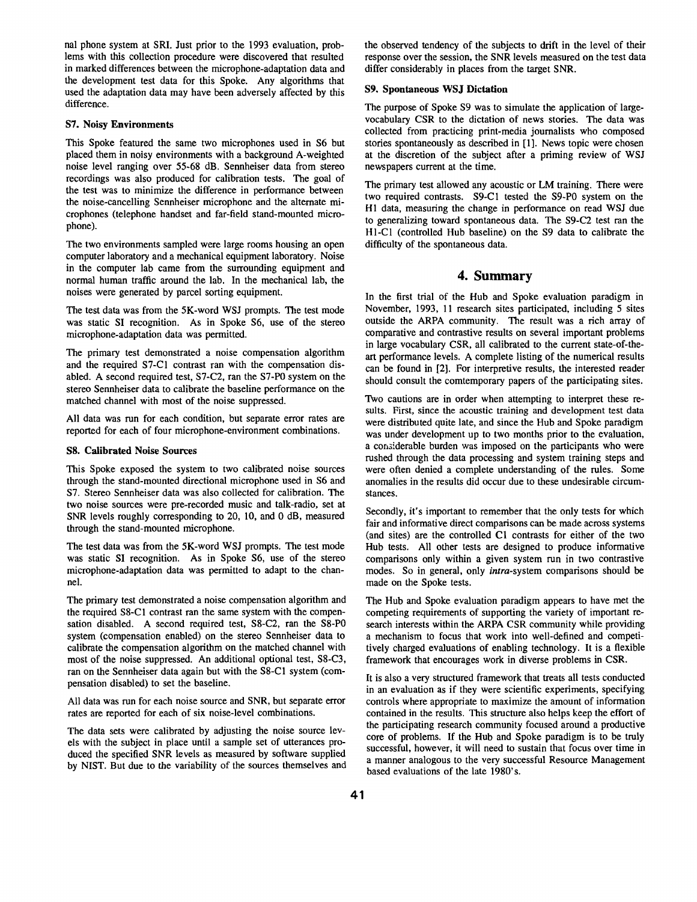nal phone system at SRI. Just prior to the 1993 evaluation, problems with this collection procedure were discovered that resulted in marked differences between the microphone-adaptation data and the development test data for this Spoke. Any algorithms that used the adaptation data may have been adversely affected by this difference.

### S7. Noisy Environments

This Spoke featured the same two microphones used in S6 but placed them in noisy environments with a background A-weighted noise level ranging over 55-68 dB. Sennheiser data from stereo recordings was also produced for calibration tests. The goal of the test was to minimize the difference in performance between the noise-cancelling Sennheiser microphone and the alternate microphones (telephone handset and far-field stand-mounted microphone).

The two environments sampled were large rooms housing an open computer laboratory and a mechanical equipment laboratory. Noise in the computer lab came from the surrounding equipment and normal human traffic around the lab. In the mechanical lab, the noises were generated by parcel sorting equipment.

The test data was from the 5K-word WSJ prompts. The test mode was static SI recognition. As in Spoke S6, use of the stereo microphone-adaptation data was permitted.

The primary test demonstrated a noise compensation algorithm and the required S7-C1 contrast ran with the compensation disabled. A second required test, S7-C2, ran the S7-P0 system on the stereo Sennheiser data to calibrate the baseline performance on the matched channel with most of the noise suppressed.

All data was run for each condition, but separate error rates are reported for each of four microphone-environment combinations.

### S8. Calibrated Noise Sources

This Spoke exposed the system to two calibrated noise sources through the stand-mounted directional microphone used in S6 and S7. Stereo Sennheiser data was also collected for calibration. The two noise sources were pre-recorded music and talk-radio, set at SNR levels roughly corresponding to 20, 10, and 0 dB, measured through the stand-mounted microphone.

The test data was from the 5K-word WSJ prompts. The test mode was static SI recognition. As in Spoke S6, use of the stereo microphone-adaptation data was permitted to adapt to the channel.

The primary test demonstrated a noise compensation algorithm and the required S8-C1 contrast ran the same system with the compensation disabled. A second required test, S8-C2, ran the S8-P0 system (compensation enabled) on the stereo Sennheiser data to calibrate the compensation algorithm on the matched channel with most of the noise suppressed. An additional optional test, S8-C3, ran on the Sennheiser data again but with the S8-C1 system (compensation disabled) to set the baseline.

All data was run for each noise source and SNR, but separate error rates are reported for each of six noise-level combinations.

The data sets were calibrated by adjusting the noise source levels with the subject in place until a sample set of utterances produced the specified SNR levels as measured by software supplied by NIST. But due to the variability of the sources themselves and the observed tendency of the subjects to drift in the level of their response over the session, the SNR levels measured on the test data differ considerably in places from the target SNR.

### S9. Spontaneous WSJ Dictation

The purpose of Spoke S9 was to simulate the application of large-vocabulary CSR to the dictation of news stories. The data was collected from practicing print-media journalists who composed stories spontaneously as described in [1]. News topic were chosen at the discretion of the subject after a priming review of WSJ newspapers current at the time.

The primary test allowed any acoustic or LM training. There were two required contrasts. S9-C1 tested the S9-P0 system on the H1 data, measuring the change in performance on read WSJ due to generalizing toward spontaneous data. The S9-C2 test ran the H1-C1 (controlled Hub baseline) on the S9 data to calibrate the difficulty of the spontaneous data.

## 4. Summary

In the first trial of the Hub and Spoke evaluation paradigm in November, 1993, 11 research sites participated, including 5 sites outside the ARPA community. The result was a rich array of comparative and contrastive results on several important problems in large vocabulary CSR, all calibrated to the current state-of-the-art performance levels. A complete listing of the numerical results can be found in [2]. For interpretive results, the interested reader should consult the comtemporary papers of the participating sites.

Two cautions are in order when attempting to interpret these results. First, since the acoustic training and development test data were distributed quite late, and since the Hub and Spoke paradigm was under development up to two months prior to the evaluation, a considerable burden was imposed on the participants who were rushed through the data processing and system training steps and were often denied a complete understanding of the rules. Some anomalies in the results did occur due to these undesirable circumstances.

Secondly, it's important to remember that the only tests for which fair and informative direct comparisons can be made across systems (and sites) are the controlled C1 contrasts for either of the two Hub tests. All other tests are designed to produce informative comparisons only within a given system run in two contrastive modes. So in general, only *intra*-system comparisons should be made on the Spoke tests.

The Hub and Spoke evaluation paradigm appears to have met the competing requirements of supporting the variety of important research interests within the ARPA CSR community while providing a mechanism to focus that work into well-defined and competitively charged evaluations of enabling technology. It is a flexible framework that encourages work in diverse problems in CSR.

It is also a very structured framework that treats all tests conducted in an evaluation as if they were scientific experiments, specifying controls where appropriate to maximize the amount of information contained in the results. This structure also helps keep the effort of the participating research community focused around a productive core of problems. If the Hub and Spoke paradigm is to be truly successful, however, it will need to sustain that focus over time in a manner analogous to the very successful Resource Management based evaluations of the late 1980's.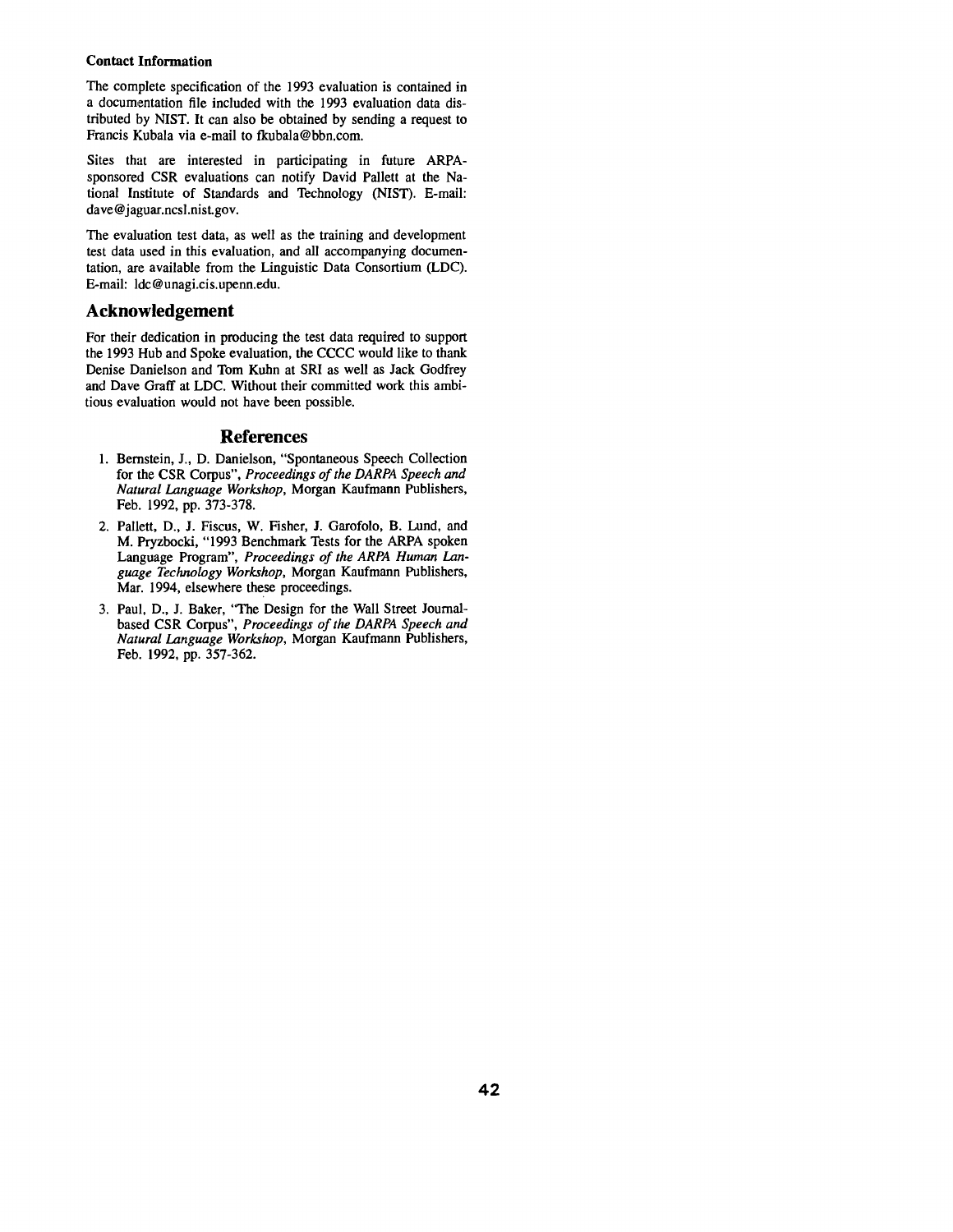**Contact Information**

The complete specification of the 1993 evaluation is contained in a documentation file included with the 1993 evaluation data distributed by NIST. It can also be obtained by sending a request to Francis Kubala via e-mail to fkubala@bbn.com.

Sites that are interested in participating in future ARPA-sponsored CSR evaluations can notify David Pallett at the National Institute of Standards and Technology (NIST). E-mail: dave@jaguar.ncsl.nist.gov.

The evaluation test data, as well as the training and development test data used in this evaluation, and all accompanying documentation, are available from the Linguistic Data Consortium (LDC). E-mail: ldc@unagi.cis.upenn.edu.

## Acknowledgement

For their dedication in producing the test data required to support the 1993 Hub and Spoke evaluation, the CCCC would like to thank Denise Danielson and Tom Kuhn at SRI as well as Jack Godfrey and Dave Graff at LDC. Without their committed work this ambitious evaluation would not have been possible.

## References

1. Bernstein, J., D. Danielson, "Spontaneous Speech Collection for the CSR Corpus", *Proceedings of the DARPA Speech and Natural Language Workshop*, Morgan Kaufmann Publishers, Feb. 1992, pp. 373-378.
2. Pallett, D., J. Fiscus, W. Fisher, J. Garofolo, B. Lund, and M. Pryzbocki, "1993 Benchmark Tests for the ARPA spoken Language Program", *Proceedings of the ARPA Human Language Technology Workshop*, Morgan Kaufmann Publishers, Mar. 1994, elsewhere these proceedings.
3. Paul, D., J. Baker, "The Design for the Wall Street Journal-based CSR Corpus", *Proceedings of the DARPA Speech and Natural Language Workshop*, Morgan Kaufmann Publishers, Feb. 1992, pp. 357-362.